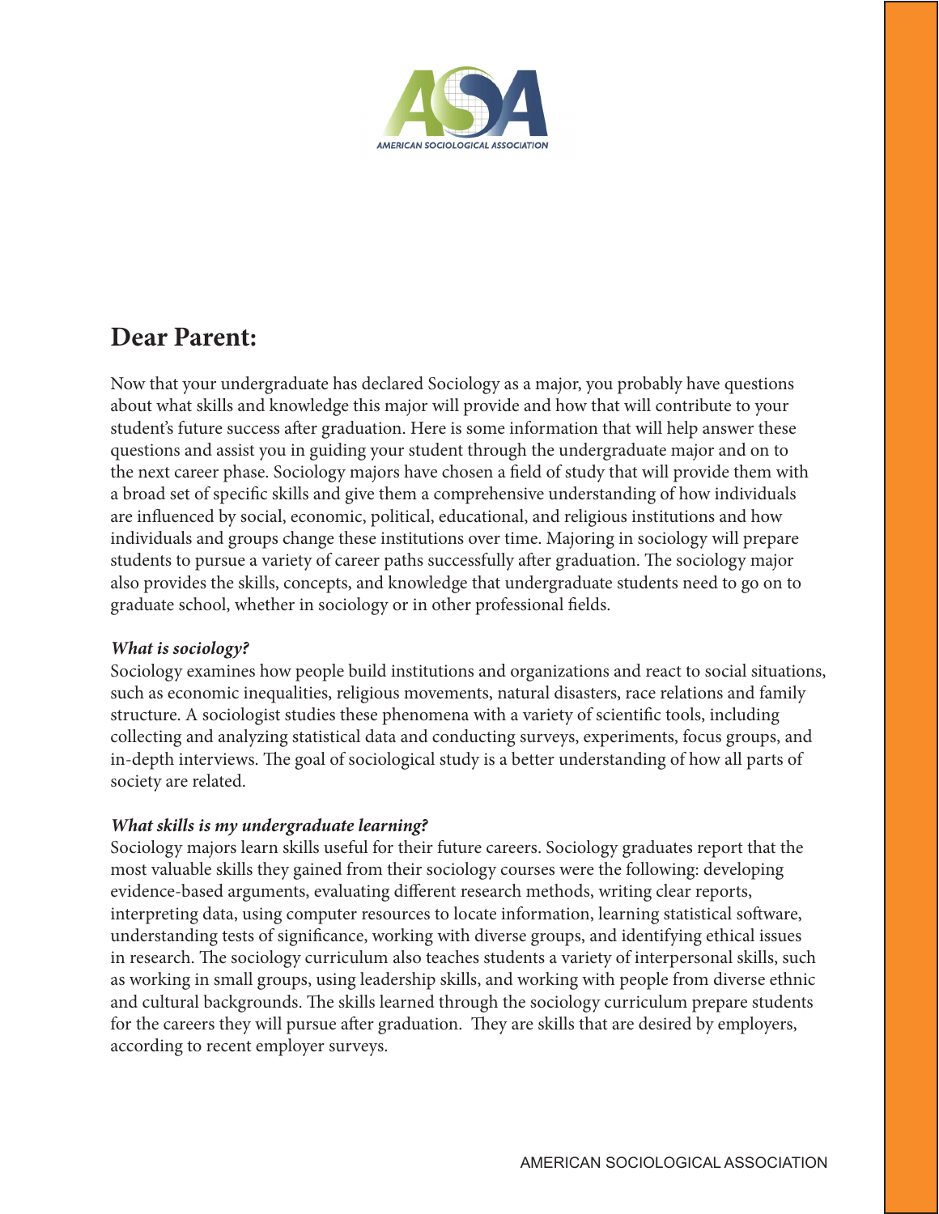AMERICAN SOCIOLOGICAL ASSOCIATION

## Dear Parent:

Now that your undergraduate has declared Sociology as a major, you probably have questions about what skills and knowledge this major will provide and how that will contribute to your student's future success after graduation. Here is some information that will help answer these questions and assist you in guiding your student through the undergraduate major and on to the next career phase. Sociology majors have chosen a field of study that will provide them with a broad set of specific skills and give them a comprehensive understanding of how individuals are influenced by social, economic, political, educational, and religious institutions and how individuals and groups change these institutions over time. Majoring in sociology will prepare students to pursue a variety of career paths successfully after graduation. The sociology major also provides the skills, concepts, and knowledge that undergraduate students need to go on to graduate school, whether in sociology or in other professional fields.

### *What is sociology?*

Sociology examines how people build institutions and organizations and react to social situations, such as economic inequalities, religious movements, natural disasters, race relations and family structure. A sociologist studies these phenomena with a variety of scientific tools, including collecting and analyzing statistical data and conducting surveys, experiments, focus groups, and in-depth interviews. The goal of sociological study is a better understanding of how all parts of society are related.

### *What skills is my undergraduate learning?*

Sociology majors learn skills useful for their future careers. Sociology graduates report that the most valuable skills they gained from their sociology courses were the following: developing evidence-based arguments, evaluating different research methods, writing clear reports, interpreting data, using computer resources to locate information, learning statistical software, understanding tests of significance, working with diverse groups, and identifying ethical issues in research. The sociology curriculum also teaches students a variety of interpersonal skills, such as working in small groups, using leadership skills, and working with people from diverse ethnic and cultural backgrounds. The skills learned through the sociology curriculum prepare students for the careers they will pursue after graduation. They are skills that are desired by employers, according to recent employer surveys.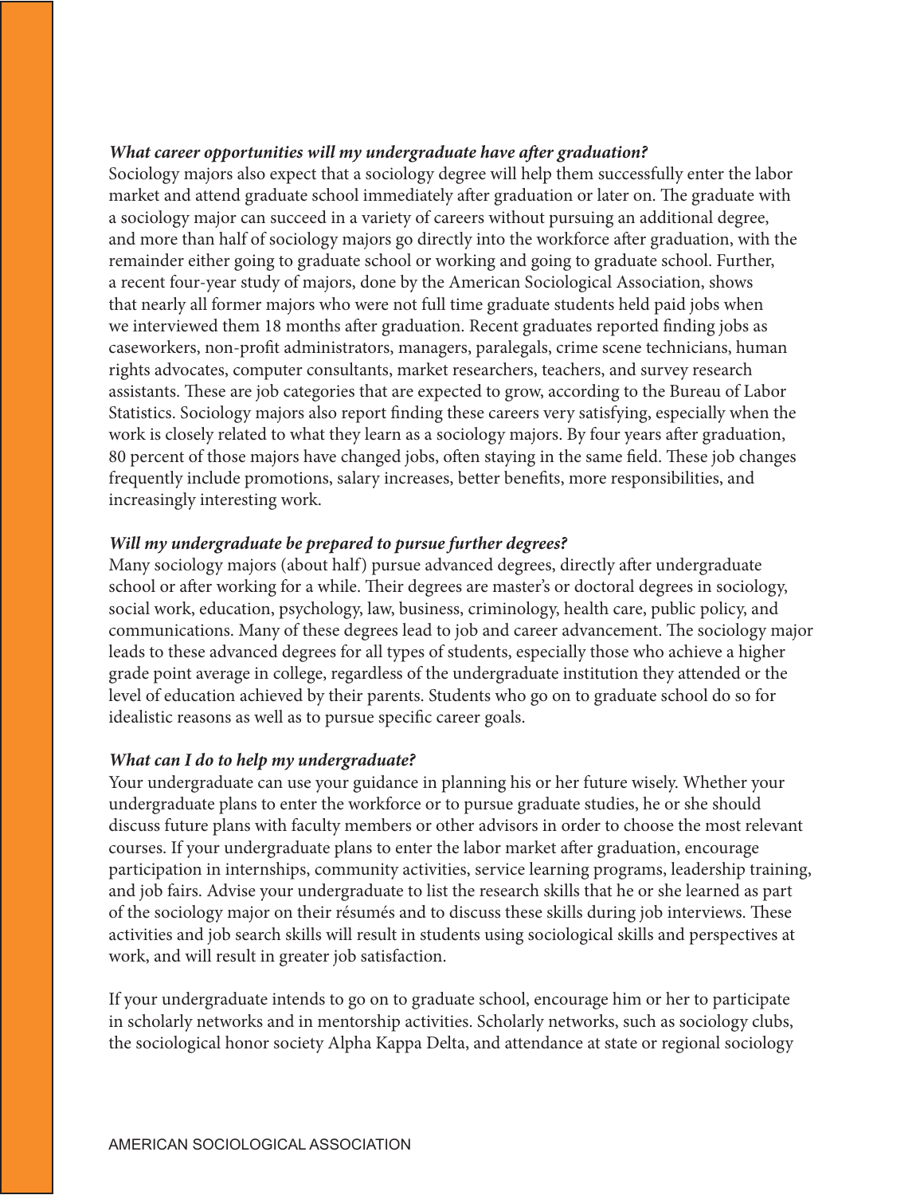***What career opportunities will my undergraduate have after graduation?***

Sociology majors also expect that a sociology degree will help them successfully enter the labor market and attend graduate school immediately after graduation or later on. The graduate with a sociology major can succeed in a variety of careers without pursuing an additional degree, and more than half of sociology majors go directly into the workforce after graduation, with the remainder either going to graduate school or working and going to graduate school. Further, a recent four-year study of majors, done by the American Sociological Association, shows that nearly all former majors who were not full time graduate students held paid jobs when we interviewed them 18 months after graduation. Recent graduates reported finding jobs as caseworkers, non-profit administrators, managers, paralegals, crime scene technicians, human rights advocates, computer consultants, market researchers, teachers, and survey research assistants. These are job categories that are expected to grow, according to the Bureau of Labor Statistics. Sociology majors also report finding these careers very satisfying, especially when the work is closely related to what they learn as a sociology majors. By four years after graduation, 80 percent of those majors have changed jobs, often staying in the same field. These job changes frequently include promotions, salary increases, better benefits, more responsibilities, and increasingly interesting work.

***Will my undergraduate be prepared to pursue further degrees?***

Many sociology majors (about half) pursue advanced degrees, directly after undergraduate school or after working for a while. Their degrees are master's or doctoral degrees in sociology, social work, education, psychology, law, business, criminology, health care, public policy, and communications. Many of these degrees lead to job and career advancement. The sociology major leads to these advanced degrees for all types of students, especially those who achieve a higher grade point average in college, regardless of the undergraduate institution they attended or the level of education achieved by their parents. Students who go on to graduate school do so for idealistic reasons as well as to pursue specific career goals.

***What can I do to help my undergraduate?***

Your undergraduate can use your guidance in planning his or her future wisely. Whether your undergraduate plans to enter the workforce or to pursue graduate studies, he or she should discuss future plans with faculty members or other advisors in order to choose the most relevant courses. If your undergraduate plans to enter the labor market after graduation, encourage participation in internships, community activities, service learning programs, leadership training, and job fairs. Advise your undergraduate to list the research skills that he or she learned as part of the sociology major on their résumés and to discuss these skills during job interviews. These activities and job search skills will result in students using sociological skills and perspectives at work, and will result in greater job satisfaction.

If your undergraduate intends to go on to graduate school, encourage him or her to participate in scholarly networks and in mentorship activities. Scholarly networks, such as sociology clubs, the sociological honor society Alpha Kappa Delta, and attendance at state or regional sociology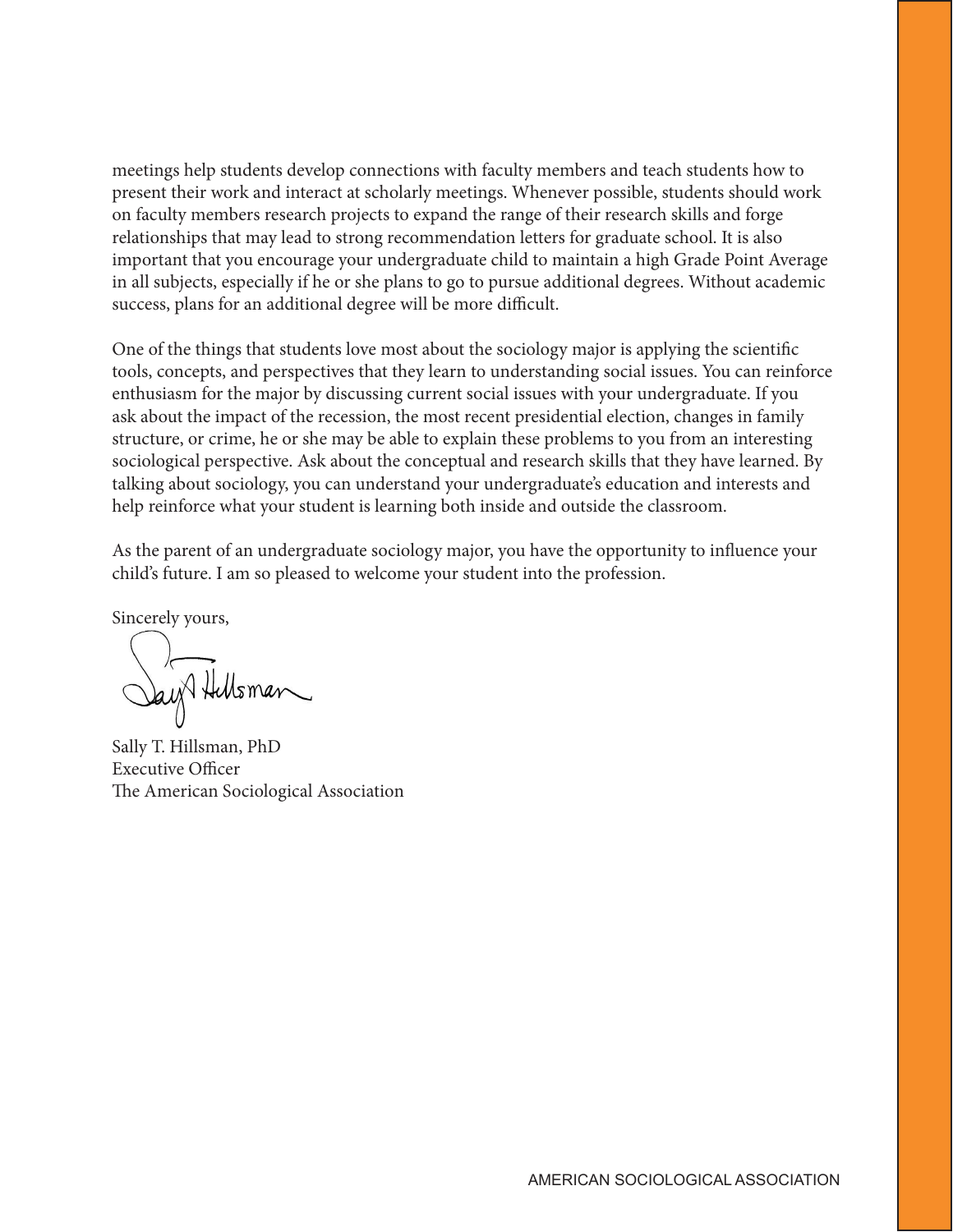meetings help students develop connections with faculty members and teach students how to present their work and interact at scholarly meetings. Whenever possible, students should work on faculty members research projects to expand the range of their research skills and forge relationships that may lead to strong recommendation letters for graduate school. It is also important that you encourage your undergraduate child to maintain a high Grade Point Average in all subjects, especially if he or she plans to go to pursue additional degrees. Without academic success, plans for an additional degree will be more difficult.

One of the things that students love most about the sociology major is applying the scientific tools, concepts, and perspectives that they learn to understanding social issues. You can reinforce enthusiasm for the major by discussing current social issues with your undergraduate. If you ask about the impact of the recession, the most recent presidential election, changes in family structure, or crime, he or she may be able to explain these problems to you from an interesting sociological perspective. Ask about the conceptual and research skills that they have learned. By talking about sociology, you can understand your undergraduate's education and interests and help reinforce what your student is learning both inside and outside the classroom.

As the parent of an undergraduate sociology major, you have the opportunity to influence your child's future. I am so pleased to welcome your student into the profession.

Sincerely yours,

Sally T. Hillsman, PhD
Executive Officer
The American Sociological Association